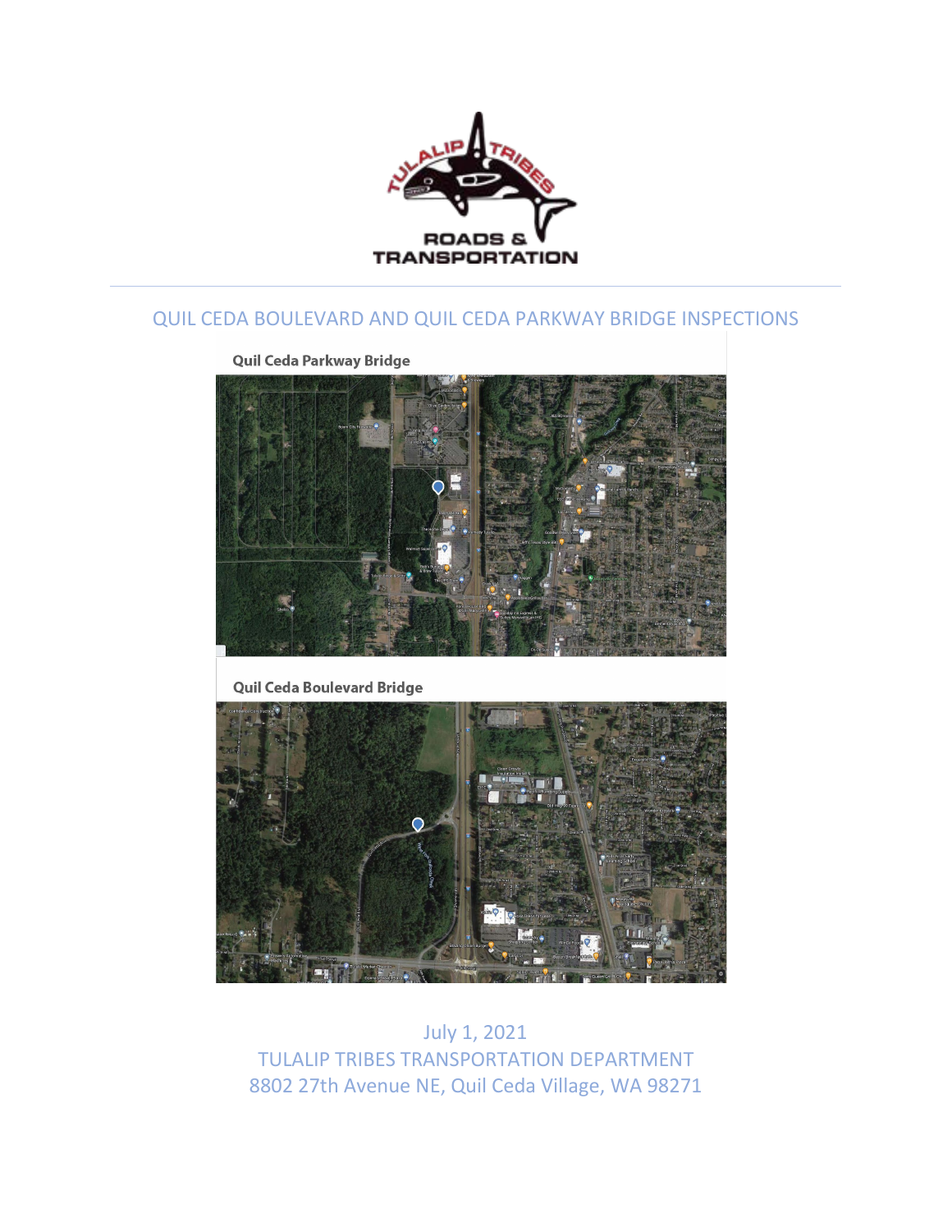# QUIL CEDA BOULEVARD AND QUIL CEDA PARKWAY BRIDGE INSPECTIONS

**Quil Ceda Parkway Bridge**

**Quil Ceda Boulevard Bridge**

July 1, 2021

TULALIP TRIBES TRANSPORTATION DEPARTMENT

8802 27th Avenue NE, Quil Ceda Village, WA 98271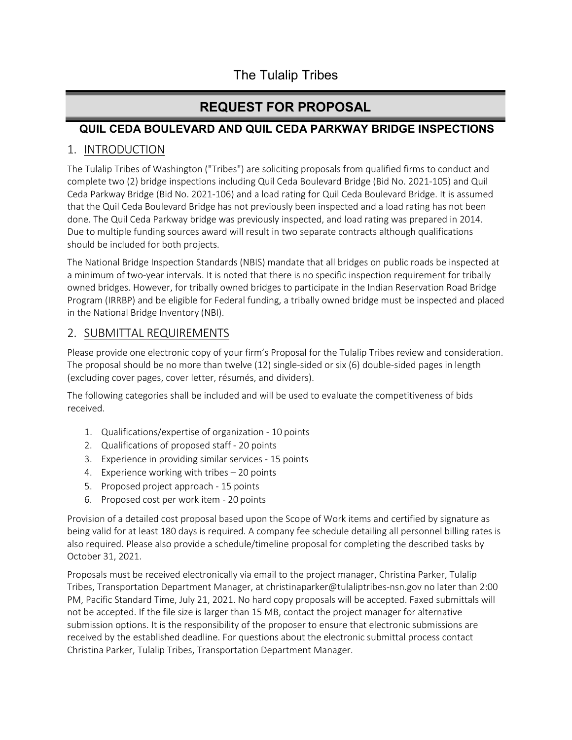# The Tulalip Tribes

## REQUEST FOR PROPOSAL

### QUIL CEDA BOULEVARD AND QUIL CEDA PARKWAY BRIDGE INSPECTIONS

## 1. INTRODUCTION

The Tulalip Tribes of Washington ("Tribes") are soliciting proposals from qualified firms to conduct and complete two (2) bridge inspections including Quil Ceda Boulevard Bridge (Bid No. 2021-105) and Quil Ceda Parkway Bridge (Bid No. 2021-106) and a load rating for Quil Ceda Boulevard Bridge. It is assumed that the Quil Ceda Boulevard Bridge has not previously been inspected and a load rating has not been done. The Quil Ceda Parkway bridge was previously inspected, and load rating was prepared in 2014. Due to multiple funding sources award will result in two separate contracts although qualifications should be included for both projects.

The National Bridge Inspection Standards (NBIS) mandate that all bridges on public roads be inspected at a minimum of two-year intervals. It is noted that there is no specific inspection requirement for tribally owned bridges. However, for tribally owned bridges to participate in the Indian Reservation Road Bridge Program (IRRBP) and be eligible for Federal funding, a tribally owned bridge must be inspected and placed in the National Bridge Inventory (NBI).

## 2. SUBMITTAL REQUIREMENTS

Please provide one electronic copy of your firm's Proposal for the Tulalip Tribes review and consideration. The proposal should be no more than twelve (12) single-sided or six (6) double-sided pages in length (excluding cover pages, cover letter, résumés, and dividers).

The following categories shall be included and will be used to evaluate the competitiveness of bids received.

1. Qualifications/expertise of organization - 10 points
2. Qualifications of proposed staff - 20 points
3. Experience in providing similar services - 15 points
4. Experience working with tribes – 20 points
5. Proposed project approach - 15 points
6. Proposed cost per work item - 20 points

Provision of a detailed cost proposal based upon the Scope of Work items and certified by signature as being valid for at least 180 days is required. A company fee schedule detailing all personnel billing rates is also required. Please also provide a schedule/timeline proposal for completing the described tasks by October 31, 2021.

Proposals must be received electronically via email to the project manager, Christina Parker, Tulalip Tribes, Transportation Department Manager, at christinaparker@tulaliptribes-nsn.gov no later than 2:00 PM, Pacific Standard Time, July 21, 2021. No hard copy proposals will be accepted. Faxed submittals will not be accepted. If the file size is larger than 15 MB, contact the project manager for alternative submission options. It is the responsibility of the proposer to ensure that electronic submissions are received by the established deadline. For questions about the electronic submittal process contact Christina Parker, Tulalip Tribes, Transportation Department Manager.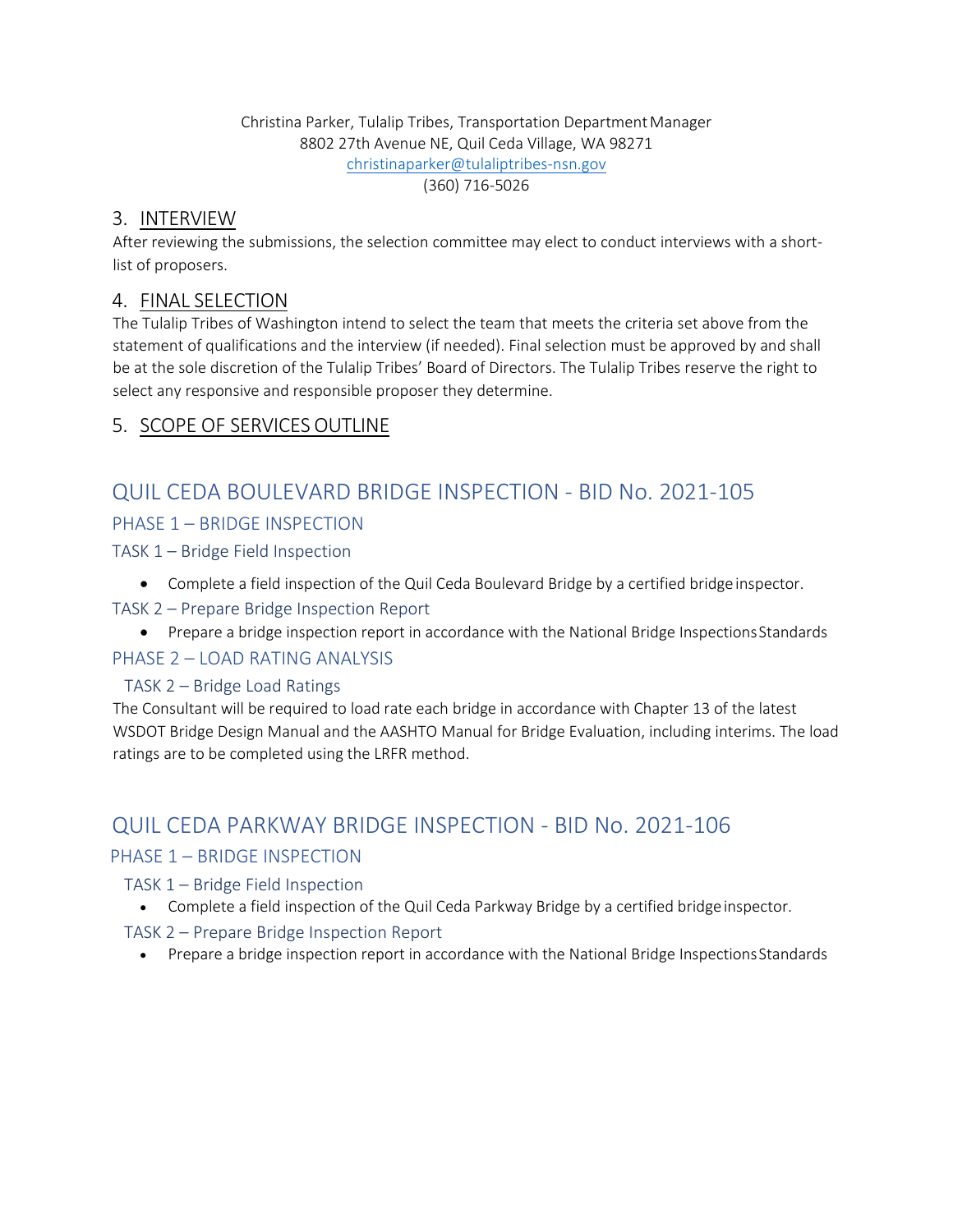Christina Parker, Tulalip Tribes, Transportation Department Manager
8802 27th Avenue NE, Quil Ceda Village, WA 98271
christinaparker@tulaliptribes-nsn.gov
(360) 716-5026

## 3. INTERVIEW

After reviewing the submissions, the selection committee may elect to conduct interviews with a short-list of proposers.

## 4. FINAL SELECTION

The Tulalip Tribes of Washington intend to select the team that meets the criteria set above from the statement of qualifications and the interview (if needed). Final selection must be approved by and shall be at the sole discretion of the Tulalip Tribes' Board of Directors. The Tulalip Tribes reserve the right to select any responsive and responsible proposer they determine.

## 5. SCOPE OF SERVICES OUTLINE

# QUIL CEDA BOULEVARD BRIDGE INSPECTION - BID No. 2021-105

## PHASE 1 – BRIDGE INSPECTION

### TASK 1 – Bridge Field Inspection

- Complete a field inspection of the Quil Ceda Boulevard Bridge by a certified bridge inspector.

### TASK 2 – Prepare Bridge Inspection Report

- Prepare a bridge inspection report in accordance with the National Bridge Inspections Standards

## PHASE 2 – LOAD RATING ANALYSIS

### TASK 2 – Bridge Load Ratings

The Consultant will be required to load rate each bridge in accordance with Chapter 13 of the latest WSDOT Bridge Design Manual and the AASHTO Manual for Bridge Evaluation, including interims. The load ratings are to be completed using the LRFR method.

# QUIL CEDA PARKWAY BRIDGE INSPECTION - BID No. 2021-106

## PHASE 1 – BRIDGE INSPECTION

### TASK 1 – Bridge Field Inspection

- Complete a field inspection of the Quil Ceda Parkway Bridge by a certified bridge inspector.

### TASK 2 – Prepare Bridge Inspection Report

- Prepare a bridge inspection report in accordance with the National Bridge Inspections Standards